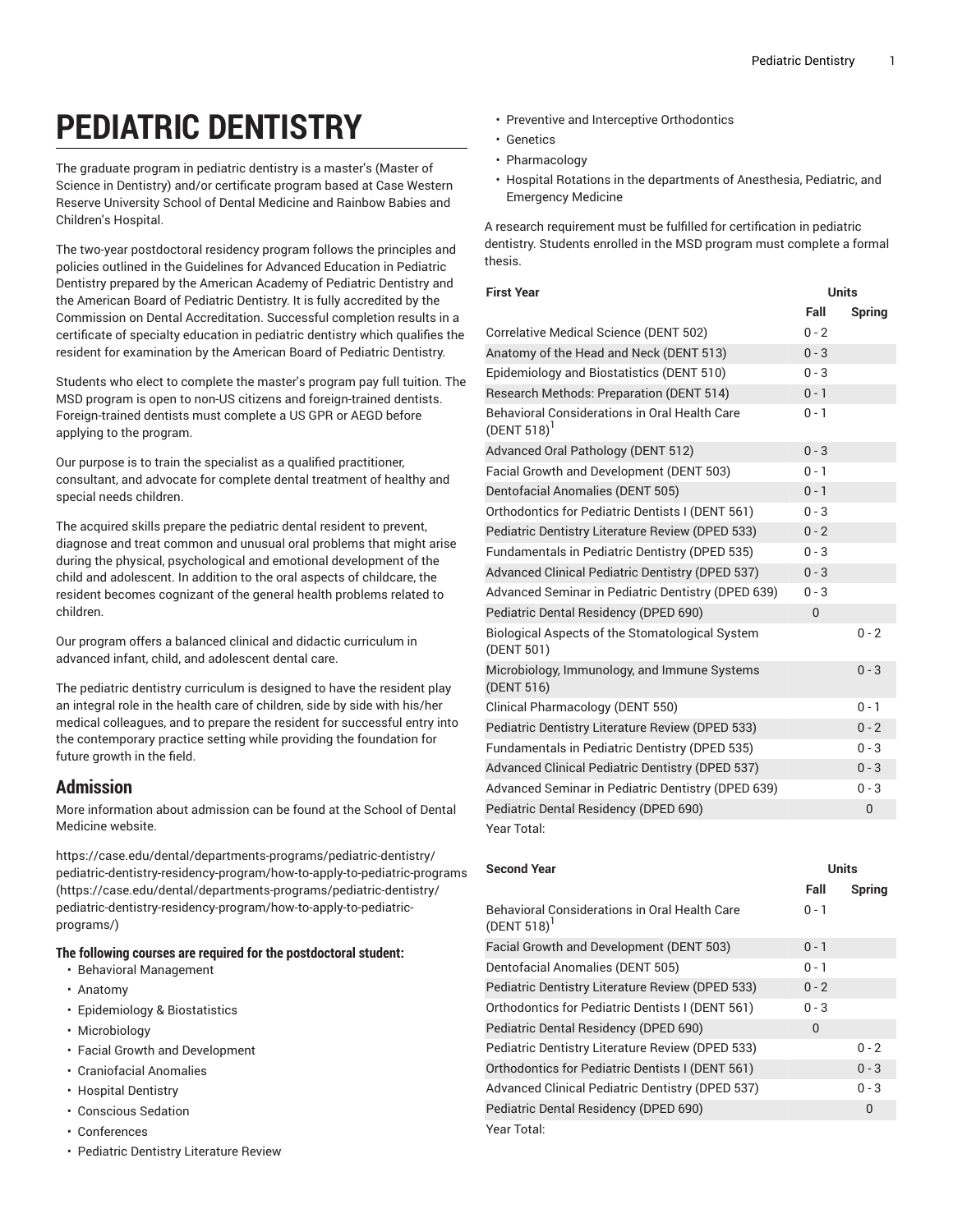# PEDIATRIC DENTISTRY

The graduate program in pediatric dentistry is a master's (Master of Science in Dentistry) and/or certificate program based at Case Western Reserve University School of Dental Medicine and Rainbow Babies and Children's Hospital.

The two-year postdoctoral residency program follows the principles and policies outlined in the Guidelines for Advanced Education in Pediatric Dentistry prepared by the American Academy of Pediatric Dentistry and the American Board of Pediatric Dentistry. It is fully accredited by the Commission on Dental Accreditation. Successful completion results in a certificate of specialty education in pediatric dentistry which qualifies the resident for examination by the American Board of Pediatric Dentistry.

Students who elect to complete the master's program pay full tuition. The MSD program is open to non-US citizens and foreign-trained dentists. Foreign-trained dentists must complete a US GPR or AEGD before applying to the program.

Our purpose is to train the specialist as a qualified practitioner, consultant, and advocate for complete dental treatment of healthy and special needs children.

The acquired skills prepare the pediatric dental resident to prevent, diagnose and treat common and unusual oral problems that might arise during the physical, psychological and emotional development of the child and adolescent. In addition to the oral aspects of childcare, the resident becomes cognizant of the general health problems related to children.

Our program offers a balanced clinical and didactic curriculum in advanced infant, child, and adolescent dental care.

The pediatric dentistry curriculum is designed to have the resident play an integral role in the health care of children, side by side with his/her medical colleagues, and to prepare the resident for successful entry into the contemporary practice setting while providing the foundation for future growth in the field.

## Admission

More information about admission can be found at the School of Dental Medicine website.

https://case.edu/dental/departments-programs/pediatric-dentistry/pediatric-dentistry-residency-program/how-to-apply-to-pediatric-programs (https://case.edu/dental/departments-programs/pediatric-dentistry/pediatric-dentistry-residency-program/how-to-apply-to-pediatric-programs/)

**The following courses are required for the postdoctoral student:**

- Behavioral Management
- Anatomy
- Epidemiology & Biostatistics
- Microbiology
- Facial Growth and Development
- Craniofacial Anomalies
- Hospital Dentistry
- Conscious Sedation
- Conferences
- Pediatric Dentistry Literature Review
- Preventive and Interceptive Orthodontics
- Genetics
- Pharmacology
- Hospital Rotations in the departments of Anesthesia, Pediatric, and Emergency Medicine

A research requirement must be fulfilled for certification in pediatric dentistry. Students enrolled in the MSD program must complete a formal thesis.

| First Year | Units | |
|---|---|---|
| | Fall | Spring |
| Correlative Medical Science (DENT 502) | 0 - 2 | |
| Anatomy of the Head and Neck (DENT 513) | 0 - 3 | |
| Epidemiology and Biostatistics (DENT 510) | 0 - 3 | |
| Research Methods: Preparation (DENT 514) | 0 - 1 | |
| Behavioral Considerations in Oral Health Care (DENT 518)[1] | 0 - 1 | |
| Advanced Oral Pathology (DENT 512) | 0 - 3 | |
| Facial Growth and Development (DENT 503) | 0 - 1 | |
| Dentofacial Anomalies (DENT 505) | 0 - 1 | |
| Orthodontics for Pediatric Dentists I (DENT 561) | 0 - 3 | |
| Pediatric Dentistry Literature Review (DPED 533) | 0 - 2 | |
| Fundamentals in Pediatric Dentistry (DPED 535) | 0 - 3 | |
| Advanced Clinical Pediatric Dentistry (DPED 537) | 0 - 3 | |
| Advanced Seminar in Pediatric Dentistry (DPED 639) | 0 - 3 | |
| Pediatric Dental Residency (DPED 690) | 0 | |
| Biological Aspects of the Stomatological System (DENT 501) | | 0 - 2 |
| Microbiology, Immunology, and Immune Systems (DENT 516) | | 0 - 3 |
| Clinical Pharmacology (DENT 550) | | 0 - 1 |
| Pediatric Dentistry Literature Review (DPED 533) | | 0 - 2 |
| Fundamentals in Pediatric Dentistry (DPED 535) | | 0 - 3 |
| Advanced Clinical Pediatric Dentistry (DPED 537) | | 0 - 3 |
| Advanced Seminar in Pediatric Dentistry (DPED 639) | | 0 - 3 |
| Pediatric Dental Residency (DPED 690) | | 0 |
| Year Total: | | |

| Second Year | Units | |
|---|---|---|
| | Fall | Spring |
| Behavioral Considerations in Oral Health Care (DENT 518)[1] | 0 - 1 | |
| Facial Growth and Development (DENT 503) | 0 - 1 | |
| Dentofacial Anomalies (DENT 505) | 0 - 1 | |
| Pediatric Dentistry Literature Review (DPED 533) | 0 - 2 | |
| Orthodontics for Pediatric Dentists I (DENT 561) | 0 - 3 | |
| Pediatric Dental Residency (DPED 690) | 0 | |
| Pediatric Dentistry Literature Review (DPED 533) | | 0 - 2 |
| Orthodontics for Pediatric Dentists I (DENT 561) | | 0 - 3 |
| Advanced Clinical Pediatric Dentistry (DPED 537) | | 0 - 3 |
| Pediatric Dental Residency (DPED 690) | | 0 |
| Year Total: | | |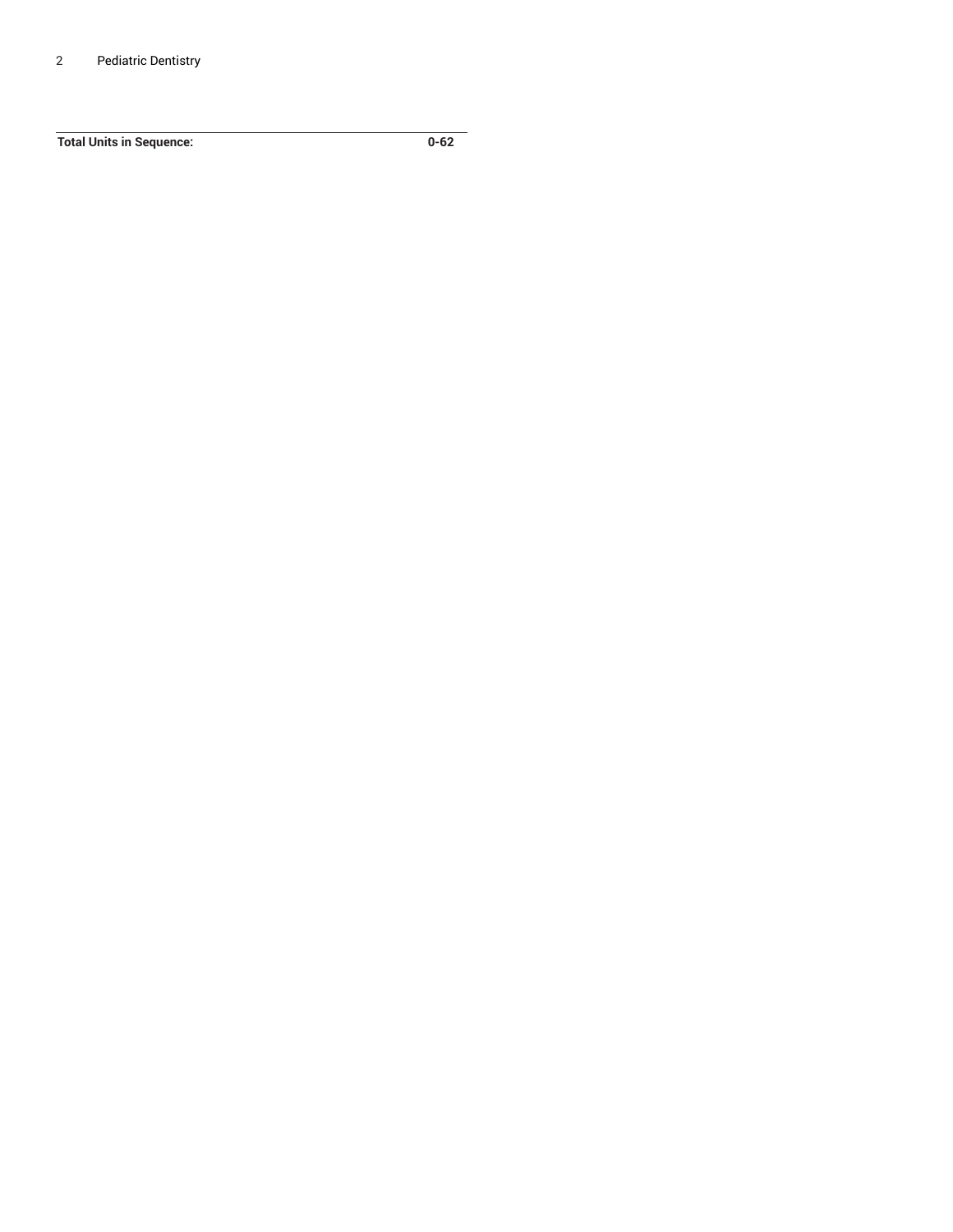| | |
|---|---|
| **Total Units in Sequence:** | **0-62** |